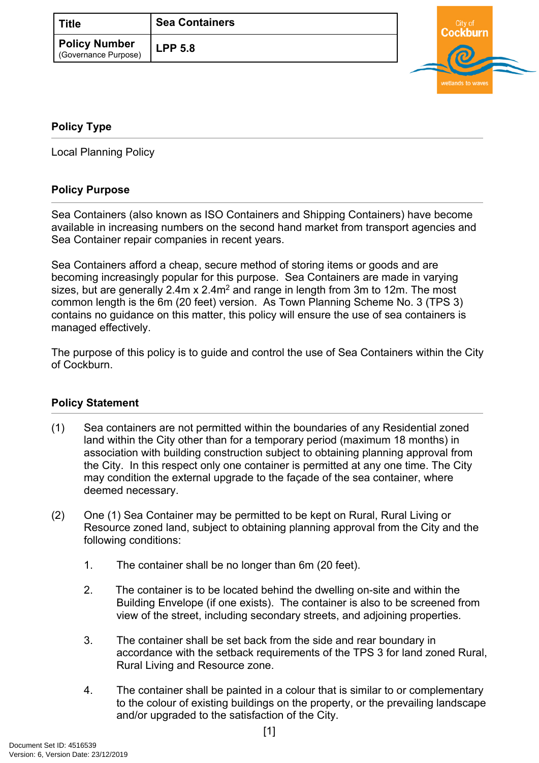| Title | Sea Containers |
| --- | --- |
| Policy Number (Governance Purpose) | LPP 5.8 |

## Policy Type

Local Planning Policy

## Policy Purpose

Sea Containers (also known as ISO Containers and Shipping Containers) have become available in increasing numbers on the second hand market from transport agencies and Sea Container repair companies in recent years.

Sea Containers afford a cheap, secure method of storing items or goods and are becoming increasingly popular for this purpose. Sea Containers are made in varying sizes, but are generally 2.4m x 2.4m$^2$ and range in length from 3m to 12m. The most common length is the 6m (20 feet) version. As Town Planning Scheme No. 3 (TPS 3) contains no guidance on this matter, this policy will ensure the use of sea containers is managed effectively.

The purpose of this policy is to guide and control the use of Sea Containers within the City of Cockburn.

## Policy Statement

(1) Sea containers are not permitted within the boundaries of any Residential zoned land within the City other than for a temporary period (maximum 18 months) in association with building construction subject to obtaining planning approval from the City. In this respect only one container is permitted at any one time. The City may condition the external upgrade to the façade of the sea container, where deemed necessary.

(2) One (1) Sea Container may be permitted to be kept on Rural, Rural Living or Resource zoned land, subject to obtaining planning approval from the City and the following conditions:

1. The container shall be no longer than 6m (20 feet).

2. The container is to be located behind the dwelling on-site and within the Building Envelope (if one exists). The container is also to be screened from view of the street, including secondary streets, and adjoining properties.

3. The container shall be set back from the side and rear boundary in accordance with the setback requirements of the TPS 3 for land zoned Rural, Rural Living and Resource zone.

4. The container shall be painted in a colour that is similar to or complementary to the colour of existing buildings on the property, or the prevailing landscape and/or upgraded to the satisfaction of the City.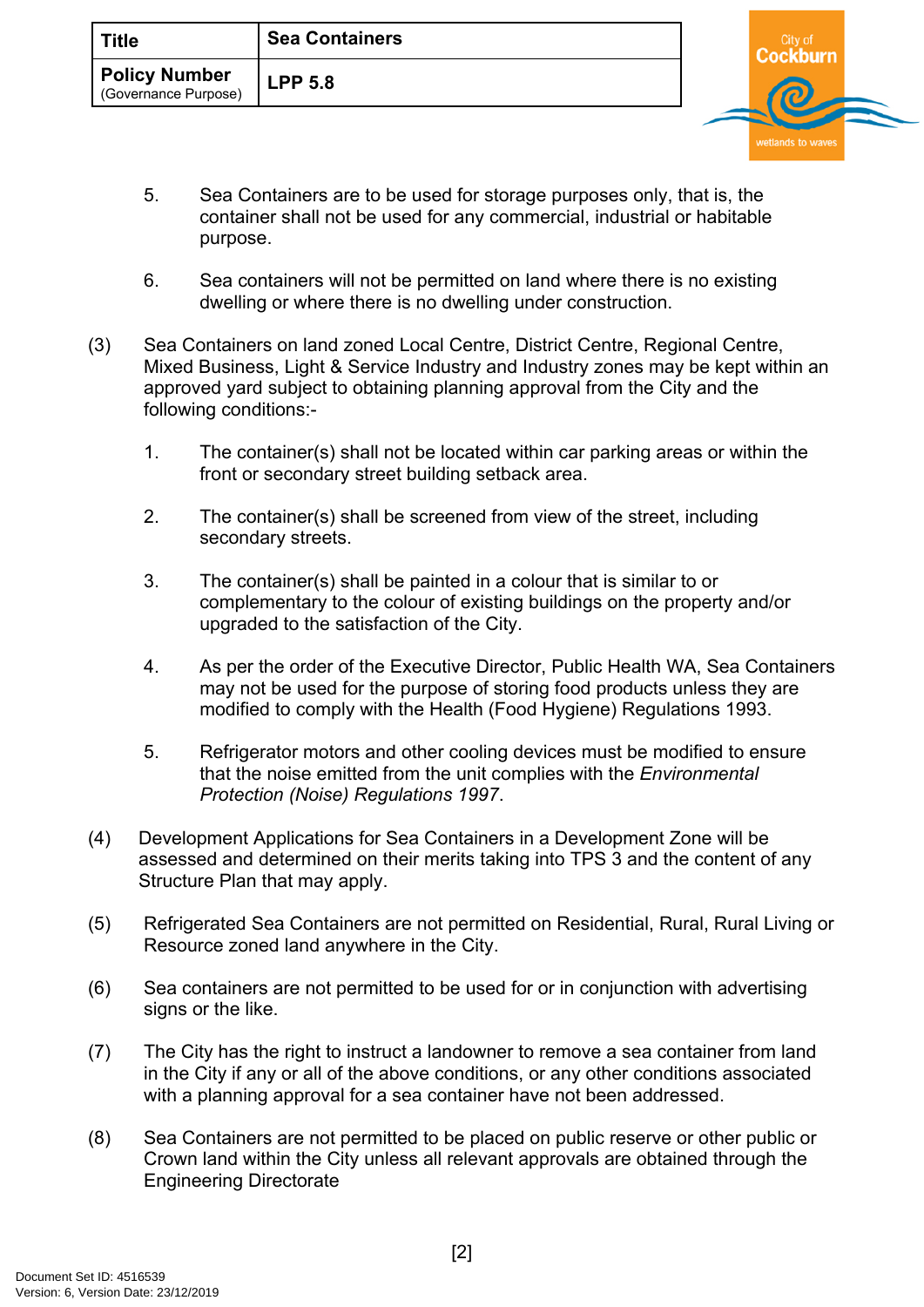5. Sea Containers are to be used for storage purposes only, that is, the container shall not be used for any commercial, industrial or habitable purpose.

6. Sea containers will not be permitted on land where there is no existing dwelling or where there is no dwelling under construction.

(3) Sea Containers on land zoned Local Centre, District Centre, Regional Centre, Mixed Business, Light & Service Industry and Industry zones may be kept within an approved yard subject to obtaining planning approval from the City and the following conditions:-

1. The container(s) shall not be located within car parking areas or within the front or secondary street building setback area.

2. The container(s) shall be screened from view of the street, including secondary streets.

3. The container(s) shall be painted in a colour that is similar to or complementary to the colour of existing buildings on the property and/or upgraded to the satisfaction of the City.

4. As per the order of the Executive Director, Public Health WA, Sea Containers may not be used for the purpose of storing food products unless they are modified to comply with the Health (Food Hygiene) Regulations 1993.

5. Refrigerator motors and other cooling devices must be modified to ensure that the noise emitted from the unit complies with the *Environmental Protection (Noise) Regulations 1997*.

(4) Development Applications for Sea Containers in a Development Zone will be assessed and determined on their merits taking into TPS 3 and the content of any Structure Plan that may apply.

(5) Refrigerated Sea Containers are not permitted on Residential, Rural, Rural Living or Resource zoned land anywhere in the City.

(6) Sea containers are not permitted to be used for or in conjunction with advertising signs or the like.

(7) The City has the right to instruct a landowner to remove a sea container from land in the City if any or all of the above conditions, or any other conditions associated with a planning approval for a sea container have not been addressed.

(8) Sea Containers are not permitted to be placed on public reserve or other public or Crown land within the City unless all relevant approvals are obtained through the Engineering Directorate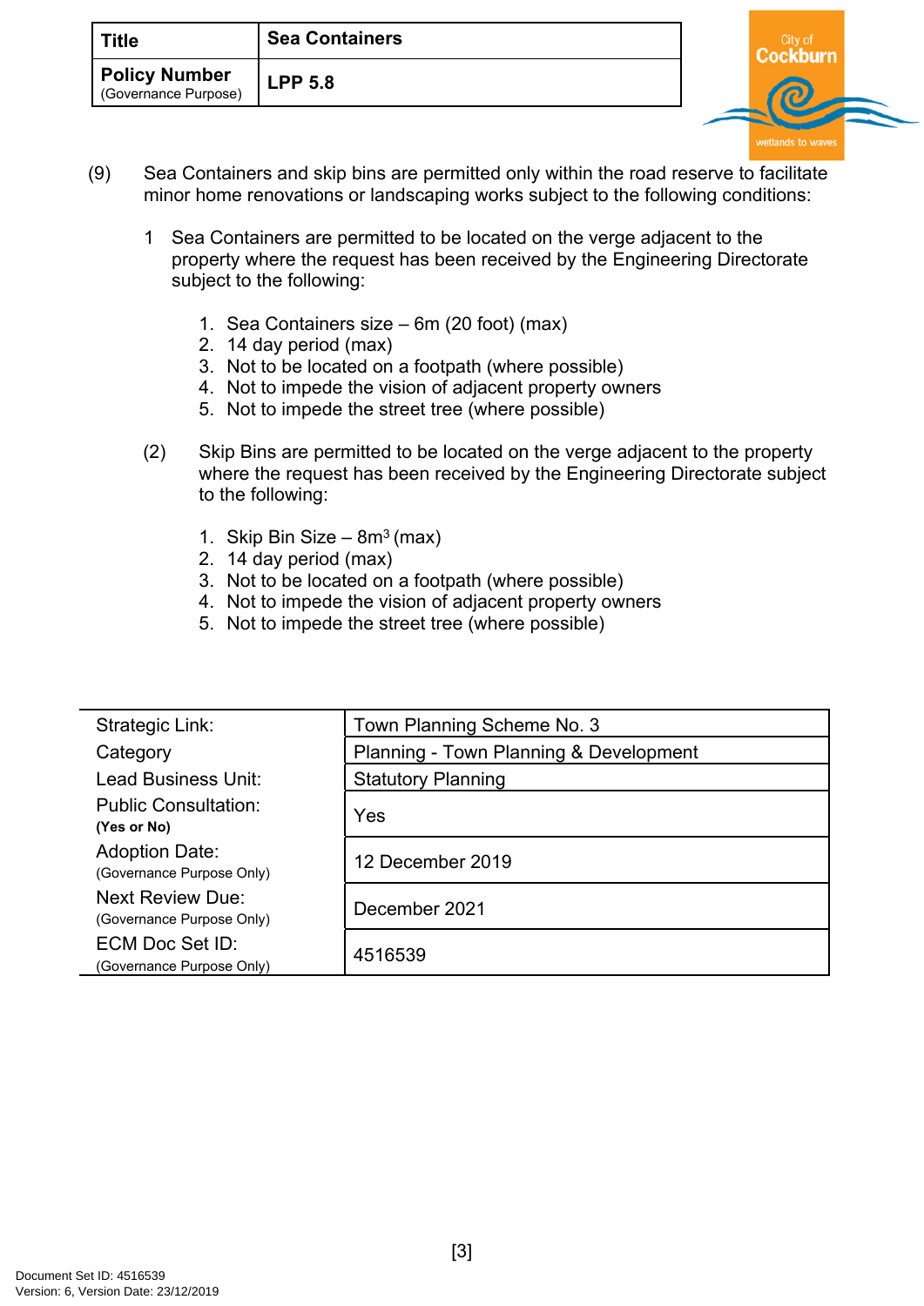| Title | Sea Containers |
|---|---|
| Policy Number (Governance Purpose) | LPP 5.8 |

(9) Sea Containers and skip bins are permitted only within the road reserve to facilitate minor home renovations or landscaping works subject to the following conditions:

1 Sea Containers are permitted to be located on the verge adjacent to the property where the request has been received by the Engineering Directorate subject to the following:

1. Sea Containers size – 6m (20 foot) (max)
2. 14 day period (max)
3. Not to be located on a footpath (where possible)
4. Not to impede the vision of adjacent property owners
5. Not to impede the street tree (where possible)

(2) Skip Bins are permitted to be located on the verge adjacent to the property where the request has been received by the Engineering Directorate subject to the following:

1. Skip Bin Size – $8m^3$ (max)
2. 14 day period (max)
3. Not to be located on a footpath (where possible)
4. Not to impede the vision of adjacent property owners
5. Not to impede the street tree (where possible)

| | |
|---|---|
| Strategic Link: | Town Planning Scheme No. 3 |
| Category | Planning - Town Planning & Development |
| Lead Business Unit: | Statutory Planning |
| Public Consultation: (Yes or No) | Yes |
| Adoption Date: (Governance Purpose Only) | 12 December 2019 |
| Next Review Due: (Governance Purpose Only) | December 2021 |
| ECM Doc Set ID: (Governance Purpose Only) | 4516539 |